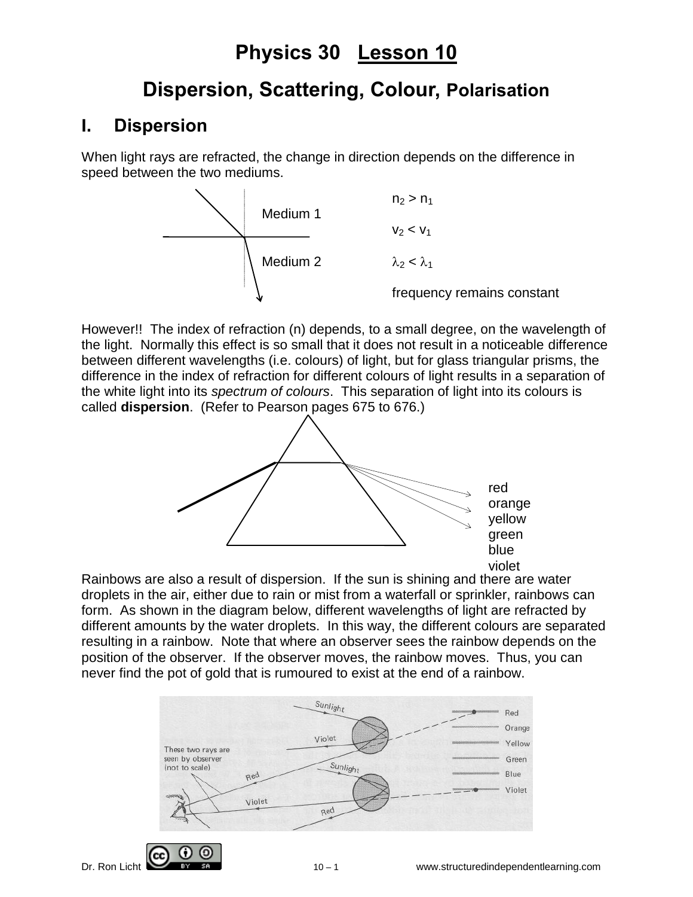# Physics 30 Lesson 10

## Dispersion, Scattering, Colour, Polarisation

### I. Dispersion

When light rays are refracted, the change in direction depends on the difference in speed between the two mediums.

Medium 1

Medium 2

$n_2 > n_1$

$v_2 < v_1$

$\lambda_2 < \lambda_1$

frequency remains constant

However!! The index of refraction (n) depends, to a small degree, on the wavelength of the light. Normally this effect is so small that it does not result in a noticeable difference between different wavelengths (i.e. colours) of light, but for glass triangular prisms, the difference in the index of refraction for different colours of light results in a separation of the white light into its *spectrum of colours*. This separation of light into its colours is called **dispersion**. (Refer to Pearson pages 675 to 676.)

red
orange
yellow
green
blue
violet

Rainbows are also a result of dispersion. If the sun is shining and there are water droplets in the air, either due to rain or mist from a waterfall or sprinkler, rainbows can form. As shown in the diagram below, different wavelengths of light are refracted by different amounts by the water droplets. In this way, the different colours are separated resulting in a rainbow. Note that where an observer sees the rainbow depends on the position of the observer. If the observer moves, the rainbow moves. Thus, you can never find the pot of gold that is rumoured to exist at the end of a rainbow.

Sunlight — Violet — Sunlight — Red — Violet — Red

These two rays are seen by observer (not to scale)

Red
Orange
Yellow
Green
Blue
Violet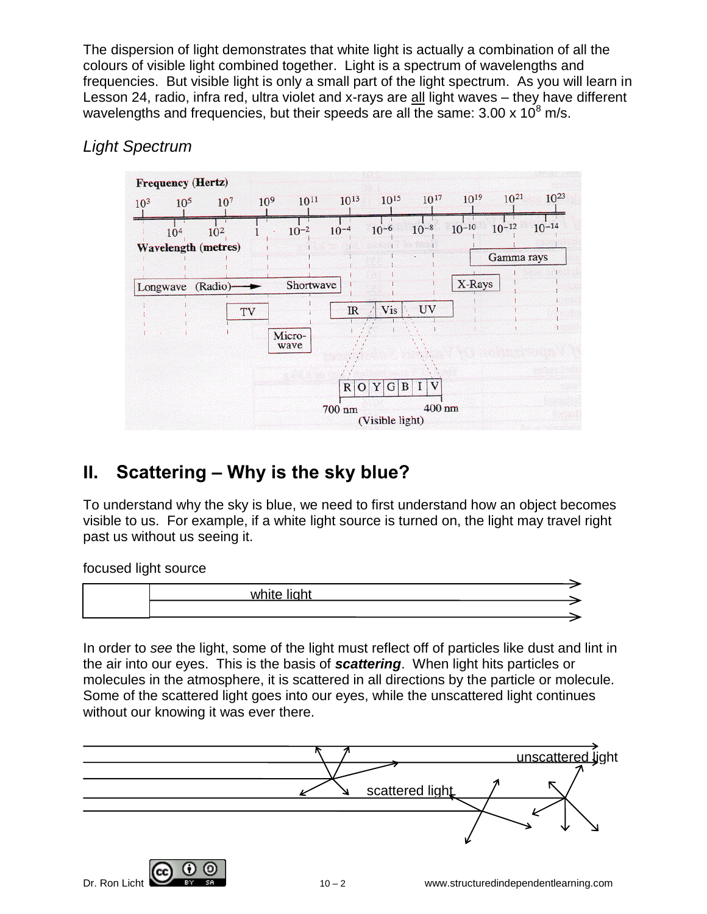The dispersion of light demonstrates that white light is actually a combination of all the colours of visible light combined together. Light is a spectrum of wavelengths and frequencies. But visible light is only a small part of the light spectrum. As you will learn in Lesson 24, radio, infra red, ultra violet and x-rays are all light waves – they have different wavelengths and frequencies, but their speeds are all the same: $3.00 \times 10^8$ m/s.

*Light Spectrum*

## II. Scattering – Why is the sky blue?

To understand why the sky is blue, we need to first understand how an object becomes visible to us. For example, if a white light source is turned on, the light may travel right past us without us seeing it.

focused light source

white light

In order to *see* the light, some of the light must reflect off of particles like dust and lint in the air into our eyes. This is the basis of ***scattering***. When light hits particles or molecules in the atmosphere, it is scattered in all directions by the particle or molecule. Some of the scattered light goes into our eyes, while the unscattered light continues without our knowing it was ever there.

unscattered light

scattered light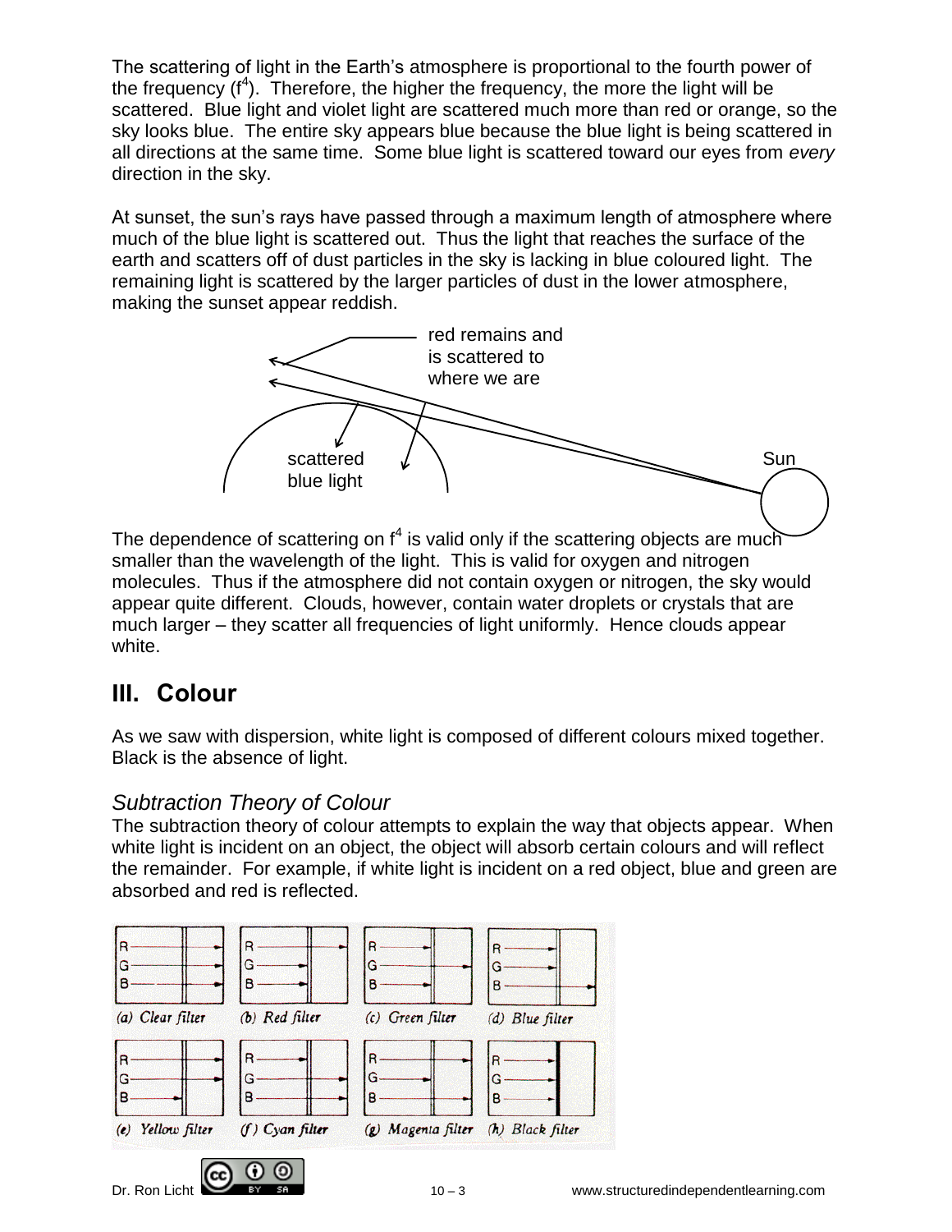The scattering of light in the Earth's atmosphere is proportional to the fourth power of the frequency ($f^4$). Therefore, the higher the frequency, the more the light will be scattered. Blue light and violet light are scattered much more than red or orange, so the sky looks blue. The entire sky appears blue because the blue light is being scattered in all directions at the same time. Some blue light is scattered toward our eyes from *every* direction in the sky.

At sunset, the sun's rays have passed through a maximum length of atmosphere where much of the blue light is scattered out. Thus the light that reaches the surface of the earth and scatters off of dust particles in the sky is lacking in blue coloured light. The remaining light is scattered by the larger particles of dust in the lower atmosphere, making the sunset appear reddish.

red remains and is scattered to where we are

scattered blue light

Sun

The dependence of scattering on $f^4$ is valid only if the scattering objects are much smaller than the wavelength of the light. This is valid for oxygen and nitrogen molecules. Thus if the atmosphere did not contain oxygen or nitrogen, the sky would appear quite different. Clouds, however, contain water droplets or crystals that are much larger – they scatter all frequencies of light uniformly. Hence clouds appear white.

## III. Colour

As we saw with dispersion, white light is composed of different colours mixed together. Black is the absence of light.

### *Subtraction Theory of Colour*

The subtraction theory of colour attempts to explain the way that objects appear. When white light is incident on an object, the object will absorb certain colours and will reflect the remainder. For example, if white light is incident on a red object, blue and green are absorbed and red is reflected.

(a) Clear filter (b) Red filter (c) Green filter (d) Blue filter

(e) Yellow filter (f) Cyan filter (g) Magenta filter (h) Black filter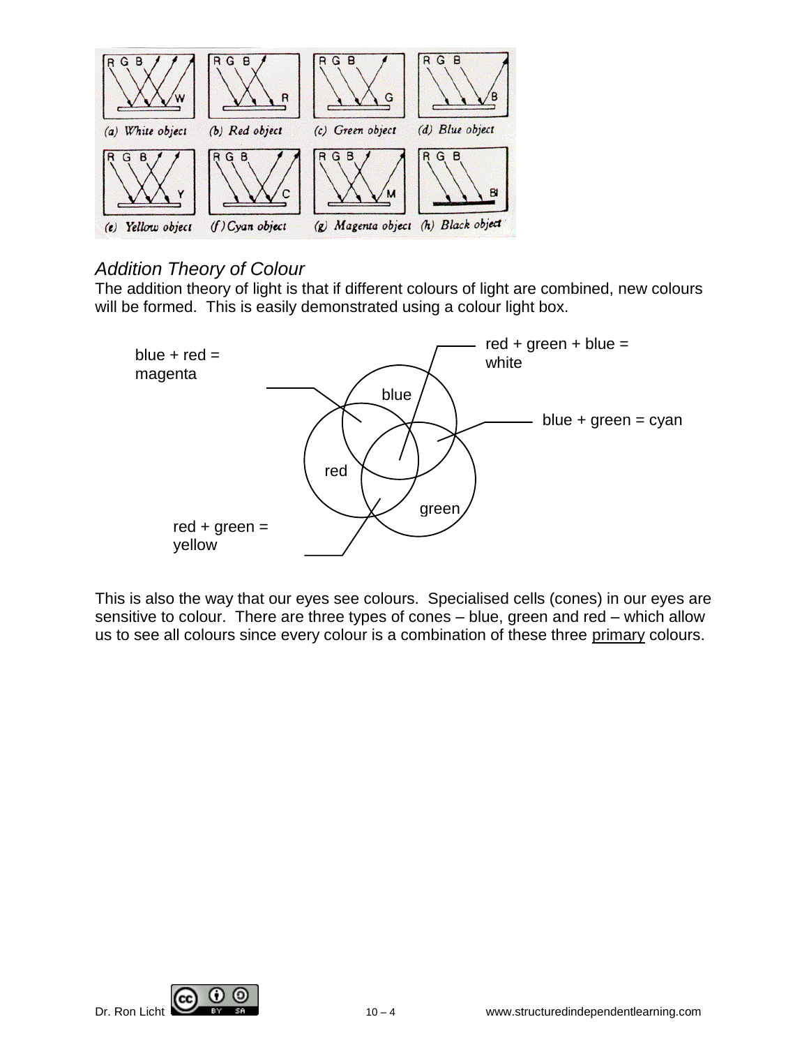(a) White object (b) Red object (c) Green object (d) Blue object

(e) Yellow object (f) Cyan object (g) Magenta object (h) Black object

*Addition Theory of Colour*

The addition theory of light is that if different colours of light are combined, new colours will be formed. This is easily demonstrated using a colour light box.

blue + red = magenta

red + green + blue = white

blue + green = cyan

red + green = yellow

blue

red

green

This is also the way that our eyes see colours. Specialised cells (cones) in our eyes are sensitive to colour. There are three types of cones – blue, green and red – which allow us to see all colours since every colour is a combination of these three primary colours.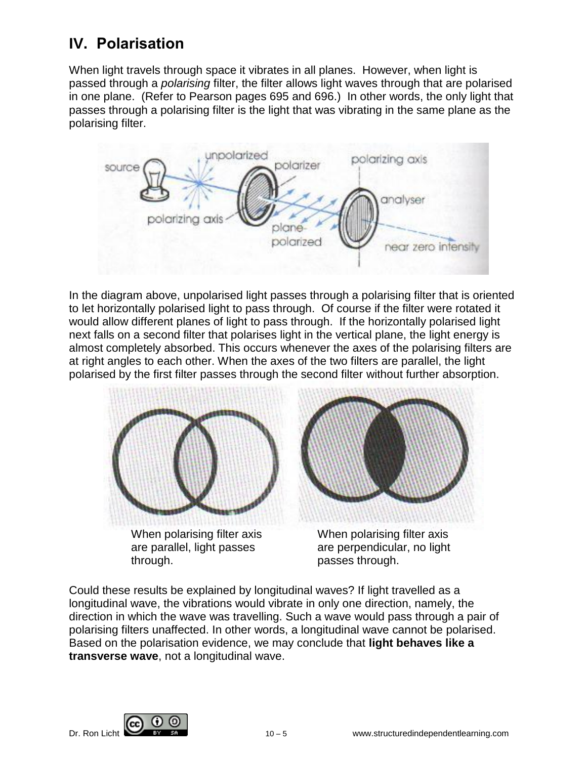## IV. Polarisation

When light travels through space it vibrates in all planes. However, when light is passed through a *polarising* filter, the filter allows light waves through that are polarised in one plane. (Refer to Pearson pages 695 and 696.) In other words, the only light that passes through a polarising filter is the light that was vibrating in the same plane as the polarising filter.

In the diagram above, unpolarised light passes through a polarising filter that is oriented to let horizontally polarised light to pass through. Of course if the filter were rotated it would allow different planes of light to pass through. If the horizontally polarised light next falls on a second filter that polarises light in the vertical plane, the light energy is almost completely absorbed. This occurs whenever the axes of the polarising filters are at right angles to each other. When the axes of the two filters are parallel, the light polarised by the first filter passes through the second filter without further absorption.

When polarising filter axis are parallel, light passes through.

When polarising filter axis are perpendicular, no light passes through.

Could these results be explained by longitudinal waves? If light travelled as a longitudinal wave, the vibrations would vibrate in only one direction, namely, the direction in which the wave was travelling. Such a wave would pass through a pair of polarising filters unaffected. In other words, a longitudinal wave cannot be polarised. Based on the polarisation evidence, we may conclude that **light behaves like a transverse wave**, not a longitudinal wave.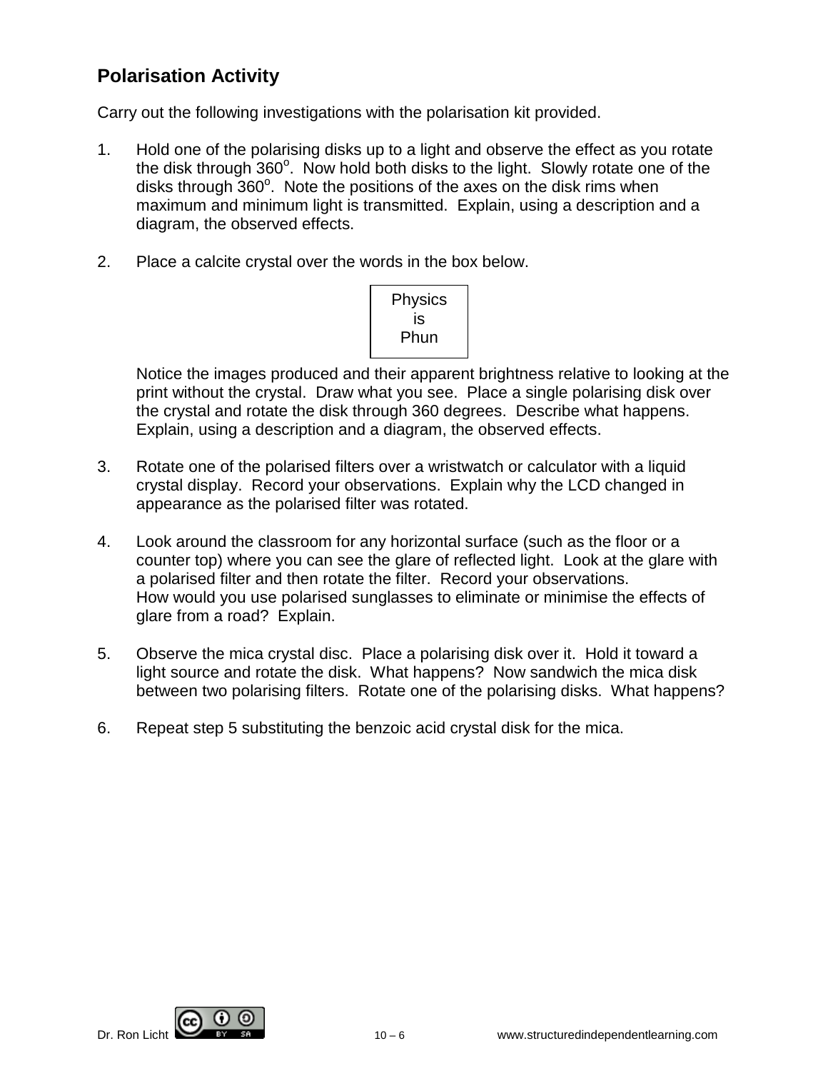## Polarisation Activity

Carry out the following investigations with the polarisation kit provided.

1. Hold one of the polarising disks up to a light and observe the effect as you rotate the disk through 360°. Now hold both disks to the light. Slowly rotate one of the disks through 360°. Note the positions of the axes on the disk rims when maximum and minimum light is transmitted. Explain, using a description and a diagram, the observed effects.

2. Place a calcite crystal over the words in the box below.

   | Physics<br>is<br>Phun |
   |---|

   Notice the images produced and their apparent brightness relative to looking at the print without the crystal. Draw what you see. Place a single polarising disk over the crystal and rotate the disk through 360 degrees. Describe what happens. Explain, using a description and a diagram, the observed effects.

3. Rotate one of the polarised filters over a wristwatch or calculator with a liquid crystal display. Record your observations. Explain why the LCD changed in appearance as the polarised filter was rotated.

4. Look around the classroom for any horizontal surface (such as the floor or a counter top) where you can see the glare of reflected light. Look at the glare with a polarised filter and then rotate the filter. Record your observations.
   How would you use polarised sunglasses to eliminate or minimise the effects of glare from a road? Explain.

5. Observe the mica crystal disc. Place a polarising disk over it. Hold it toward a light source and rotate the disk. What happens? Now sandwich the mica disk between two polarising filters. Rotate one of the polarising disks. What happens?

6. Repeat step 5 substituting the benzoic acid crystal disk for the mica.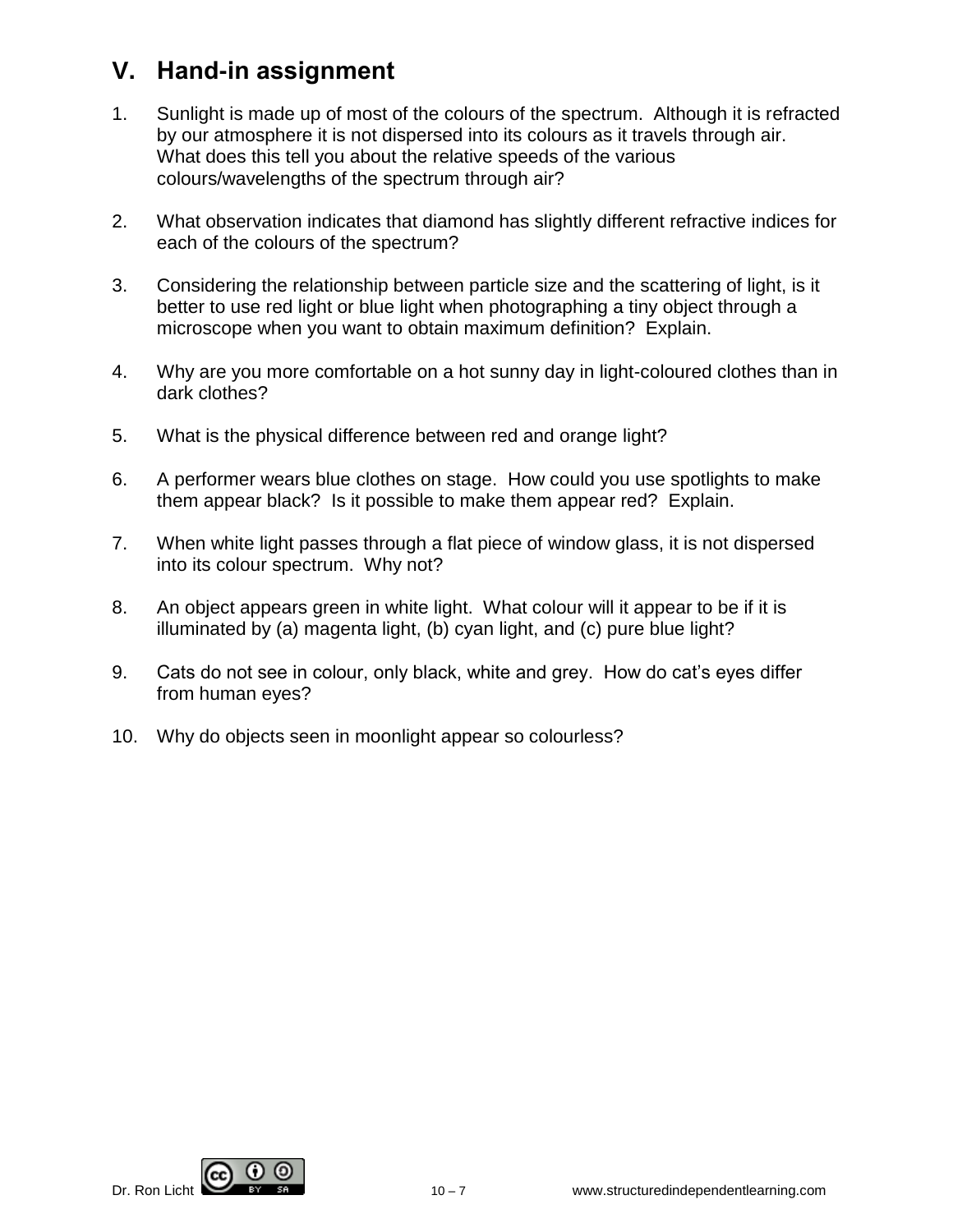## V. Hand-in assignment

1. Sunlight is made up of most of the colours of the spectrum. Although it is refracted by our atmosphere it is not dispersed into its colours as it travels through air. What does this tell you about the relative speeds of the various colours/wavelengths of the spectrum through air?

2. What observation indicates that diamond has slightly different refractive indices for each of the colours of the spectrum?

3. Considering the relationship between particle size and the scattering of light, is it better to use red light or blue light when photographing a tiny object through a microscope when you want to obtain maximum definition? Explain.

4. Why are you more comfortable on a hot sunny day in light-coloured clothes than in dark clothes?

5. What is the physical difference between red and orange light?

6. A performer wears blue clothes on stage. How could you use spotlights to make them appear black? Is it possible to make them appear red? Explain.

7. When white light passes through a flat piece of window glass, it is not dispersed into its colour spectrum. Why not?

8. An object appears green in white light. What colour will it appear to be if it is illuminated by (a) magenta light, (b) cyan light, and (c) pure blue light?

9. Cats do not see in colour, only black, white and grey. How do cat's eyes differ from human eyes?

10. Why do objects seen in moonlight appear so colourless?